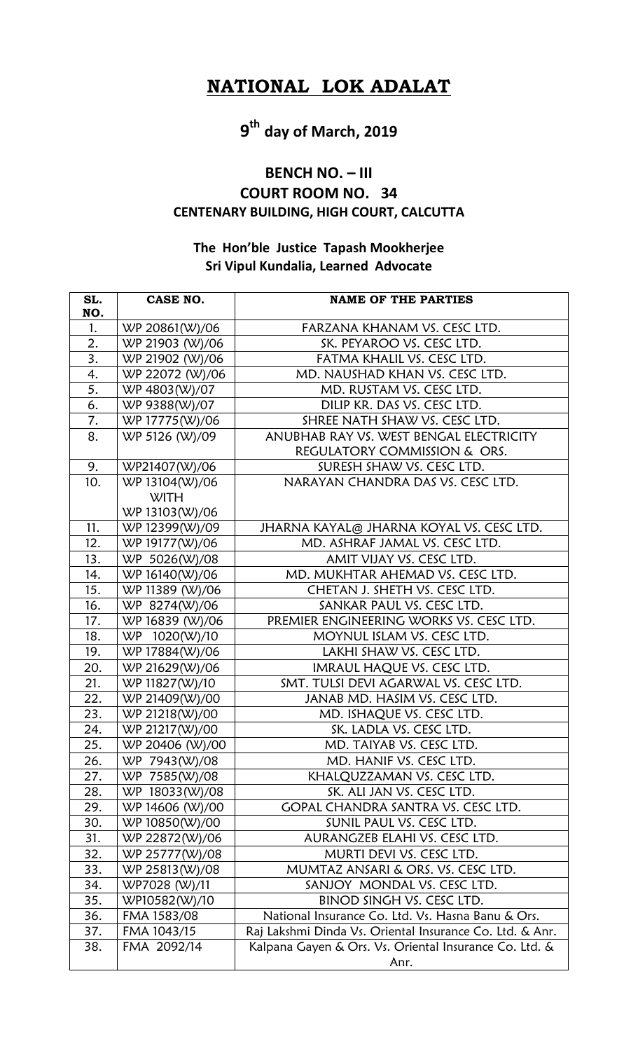# NATIONAL LOK ADALAT

## 9th day of March, 2019

### BENCH NO. – III
### COURT ROOM NO. 34
### CENTENARY BUILDING, HIGH COURT, CALCUTTA

**The Hon'ble Justice Tapash Mookherjee**
**Sri Vipul Kundalia, Learned Advocate**

| SL. NO. | CASE NO. | NAME OF THE PARTIES |
|---|---|---|
| 1. | WP 20861(W)/06 | FARZANA KHANAM VS. CESC LTD. |
| 2. | WP 21903 (W)/06 | SK. PEYAROO VS. CESC LTD. |
| 3. | WP 21902 (W)/06 | FATMA KHALIL VS. CESC LTD. |
| 4. | WP 22072 (W)/06 | MD. NAUSHAD KHAN VS. CESC LTD. |
| 5. | WP 4803(W)/07 | MD. RUSTAM VS. CESC LTD. |
| 6. | WP 9388(W)/07 | DILIP KR. DAS VS. CESC LTD. |
| 7. | WP 17775(W)/06 | SHREE NATH SHAW VS. CESC LTD. |
| 8. | WP 5126 (W)/09 | ANUBHAB RAY VS. WEST BENGAL ELECTRICITY REGULATORY COMMISSION & ORS. |
| 9. | WP21407(W)/06 | SURESH SHAW VS. CESC LTD. |
| 10. | WP 13104(W)/06 WITH WP 13103(W)/06 | NARAYAN CHANDRA DAS VS. CESC LTD. |
| 11. | WP 12399(W)/09 | JHARNA KAYAL@ JHARNA KOYAL VS. CESC LTD. |
| 12. | WP 19177(W)/06 | MD. ASHRAF JAMAL VS. CESC LTD. |
| 13. | WP 5026(W)/08 | AMIT VIJAY VS. CESC LTD. |
| 14. | WP 16140(W)/06 | MD. MUKHTAR AHEMAD VS. CESC LTD. |
| 15. | WP 11389 (W)/06 | CHETAN J. SHETH VS. CESC LTD. |
| 16. | WP 8274(W)/06 | SANKAR PAUL VS. CESC LTD. |
| 17. | WP 16839 (W)/06 | PREMIER ENGINEERING WORKS VS. CESC LTD. |
| 18. | WP 1020(W)/10 | MOYNUL ISLAM VS. CESC LTD. |
| 19. | WP 17884(W)/06 | LAKHI SHAW VS. CESC LTD. |
| 20. | WP 21629(W)/06 | IMRAUL HAQUE VS. CESC LTD. |
| 21. | WP 11827(W)/10 | SMT. TULSI DEVI AGARWAL VS. CESC LTD. |
| 22. | WP 21409(W)/00 | JANAB MD. HASIM VS. CESC LTD. |
| 23. | WP 21218(W)/00 | MD. ISHAQUE VS. CESC LTD. |
| 24. | WP 21217(W)/00 | SK. LADLA VS. CESC LTD. |
| 25. | WP 20406 (W)/00 | MD. TAIYAB VS. CESC LTD. |
| 26. | WP 7943(W)/08 | MD. HANIF VS. CESC LTD. |
| 27. | WP 7585(W)/08 | KHALQUZZAMAN VS. CESC LTD. |
| 28. | WP 18033(W)/08 | SK. ALI JAN VS. CESC LTD. |
| 29. | WP 14606 (W)/00 | GOPAL CHANDRA SANTRA VS. CESC LTD. |
| 30. | WP 10850(W)/00 | SUNIL PAUL VS. CESC LTD. |
| 31. | WP 22872(W)/06 | AURANGZEB ELAHI VS. CESC LTD. |
| 32. | WP 25777(W)/08 | MURTI DEVI VS. CESC LTD. |
| 33. | WP 25813(W)/08 | MUMTAZ ANSARI & ORS. VS. CESC LTD. |
| 34. | WP7028 (W)/11 | SANJOY MONDAL VS. CESC LTD. |
| 35. | WP10582(W)/10 | BINOD SINGH VS. CESC LTD. |
| 36. | FMA 1583/08 | National Insurance Co. Ltd. Vs. Hasna Banu & Ors. |
| 37. | FMA 1043/15 | Raj Lakshmi Dinda Vs. Oriental Insurance Co. Ltd. & Anr. |
| 38. | FMA 2092/14 | Kalpana Gayen & Ors. Vs. Oriental Insurance Co. Ltd. & Anr. |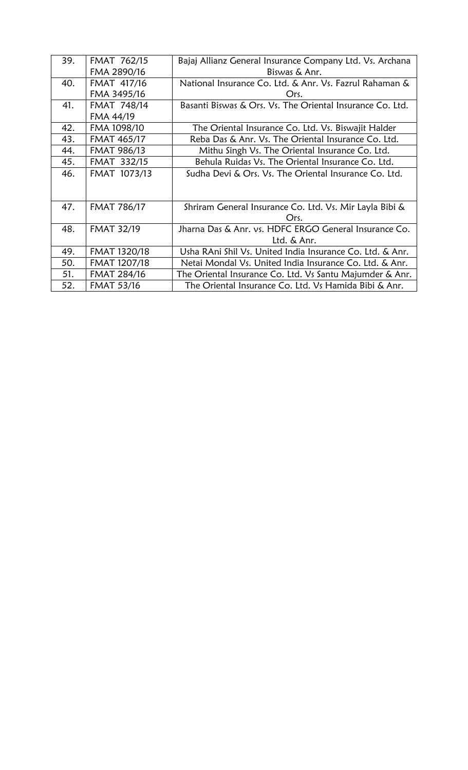| | | |
|---|---|---|
| 39. | FMAT 762/15<br>FMA 2890/16 | Bajaj Allianz General Insurance Company Ltd. Vs. Archana Biswas & Anr. |
| 40. | FMAT 417/16<br>FMA 3495/16 | National Insurance Co. Ltd. & Anr. Vs. Fazrul Rahaman & Ors. |
| 41. | FMAT 748/14<br>FMA 44/19 | Basanti Biswas & Ors. Vs. The Oriental Insurance Co. Ltd. |
| 42. | FMA 1098/10 | The Oriental Insurance Co. Ltd. Vs. Biswajit Halder |
| 43. | FMAT 465/17 | Reba Das & Anr. Vs. The Oriental Insurance Co. Ltd. |
| 44. | FMAT 986/13 | Mithu Singh Vs. The Oriental Insurance Co. Ltd. |
| 45. | FMAT 332/15 | Behula Ruidas Vs. The Oriental Insurance Co. Ltd. |
| 46. | FMAT 1073/13 | Sudha Devi & Ors. Vs. The Oriental Insurance Co. Ltd. |
| 47. | FMAT 786/17 | Shriram General Insurance Co. Ltd. Vs. Mir Layla Bibi & Ors. |
| 48. | FMAT 32/19 | Jharna Das & Anr. vs. HDFC ERGO General Insurance Co. Ltd. & Anr. |
| 49. | FMAT 1320/18 | Usha RAni Shil Vs. United India Insurance Co. Ltd. & Anr. |
| 50. | FMAT 1207/18 | Netai Mondal Vs. United India Insurance Co. Ltd. & Anr. |
| 51. | FMAT 284/16 | The Oriental Insurance Co. Ltd. Vs Santu Majumder & Anr. |
| 52. | FMAT 53/16 | The Oriental Insurance Co. Ltd. Vs Hamida Bibi & Anr. |